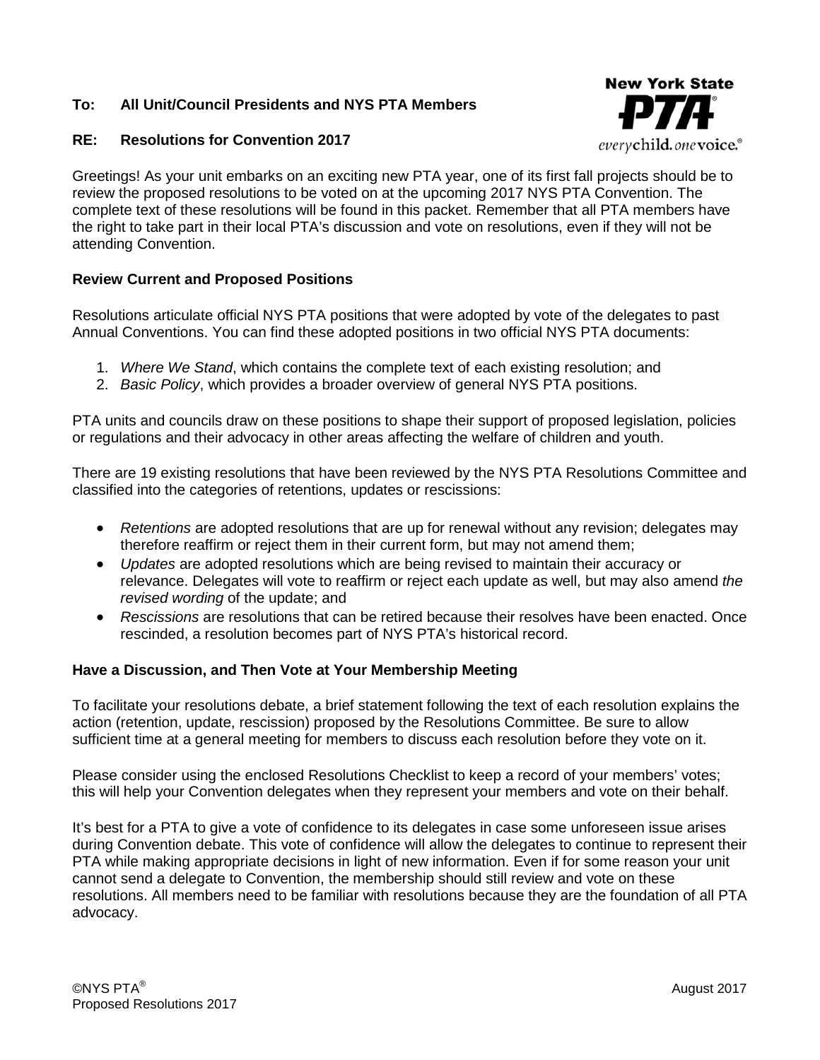**To: All Unit/Council Presidents and NYS PTA Members**

**RE: Resolutions for Convention 2017**

Greetings! As your unit embarks on an exciting new PTA year, one of its first fall projects should be to review the proposed resolutions to be voted on at the upcoming 2017 NYS PTA Convention. The complete text of these resolutions will be found in this packet. Remember that all PTA members have the right to take part in their local PTA's discussion and vote on resolutions, even if they will not be attending Convention.

### Review Current and Proposed Positions

Resolutions articulate official NYS PTA positions that were adopted by vote of the delegates to past Annual Conventions. You can find these adopted positions in two official NYS PTA documents:

1. *Where We Stand*, which contains the complete text of each existing resolution; and
2. *Basic Policy*, which provides a broader overview of general NYS PTA positions.

PTA units and councils draw on these positions to shape their support of proposed legislation, policies or regulations and their advocacy in other areas affecting the welfare of children and youth.

There are 19 existing resolutions that have been reviewed by the NYS PTA Resolutions Committee and classified into the categories of retentions, updates or rescissions:

- *Retentions* are adopted resolutions that are up for renewal without any revision; delegates may therefore reaffirm or reject them in their current form, but may not amend them;
- *Updates* are adopted resolutions which are being revised to maintain their accuracy or relevance. Delegates will vote to reaffirm or reject each update as well, but may also amend *the revised wording* of the update; and
- *Rescissions* are resolutions that can be retired because their resolves have been enacted. Once rescinded, a resolution becomes part of NYS PTA's historical record.

### Have a Discussion, and Then Vote at Your Membership Meeting

To facilitate your resolutions debate, a brief statement following the text of each resolution explains the action (retention, update, rescission) proposed by the Resolutions Committee. Be sure to allow sufficient time at a general meeting for members to discuss each resolution before they vote on it.

Please consider using the enclosed Resolutions Checklist to keep a record of your members' votes; this will help your Convention delegates when they represent your members and vote on their behalf.

It's best for a PTA to give a vote of confidence to its delegates in case some unforeseen issue arises during Convention debate. This vote of confidence will allow the delegates to continue to represent their PTA while making appropriate decisions in light of new information. Even if for some reason your unit cannot send a delegate to Convention, the membership should still review and vote on these resolutions. All members need to be familiar with resolutions because they are the foundation of all PTA advocacy.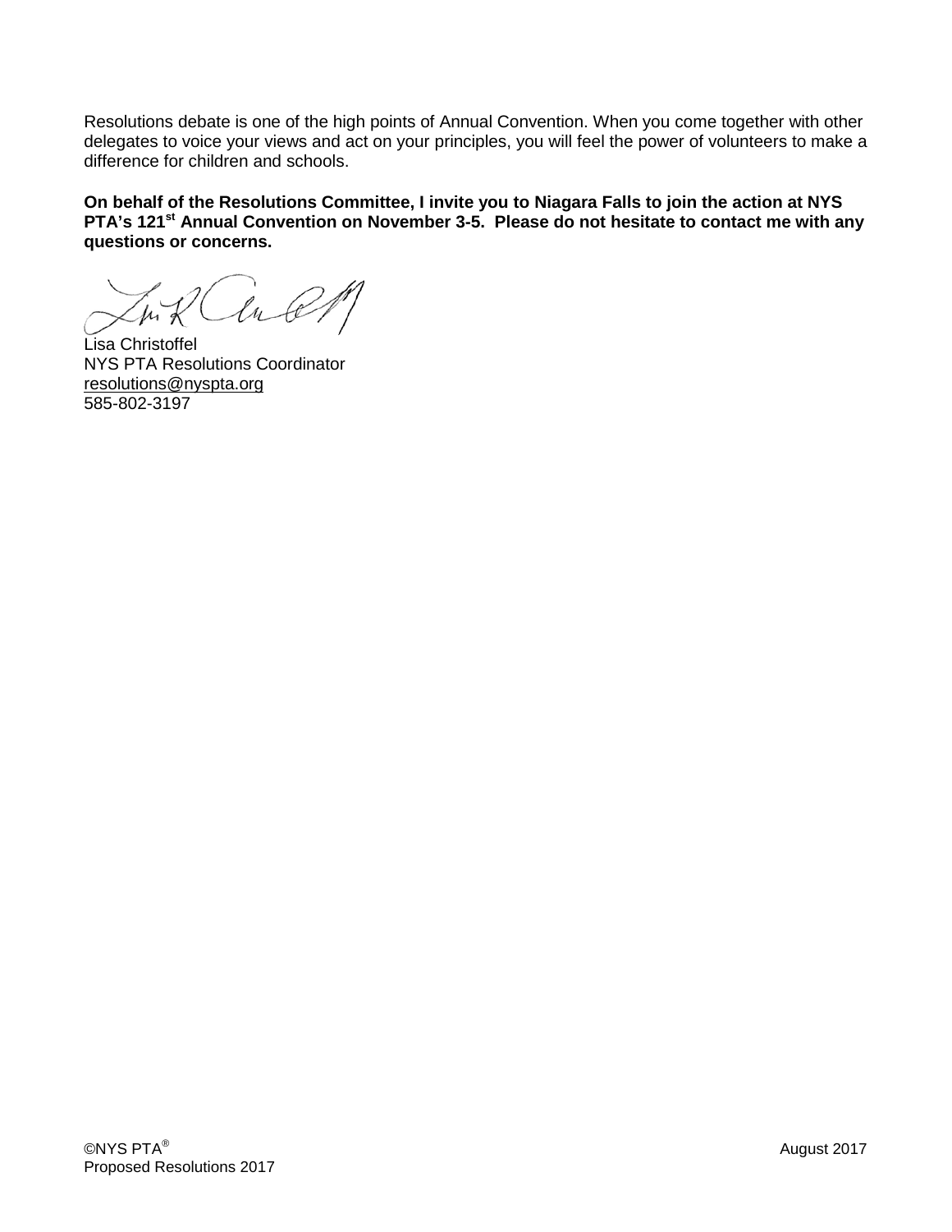Resolutions debate is one of the high points of Annual Convention. When you come together with other delegates to voice your views and act on your principles, you will feel the power of volunteers to make a difference for children and schools.

**On behalf of the Resolutions Committee, I invite you to Niagara Falls to join the action at NYS PTA's 121st Annual Convention on November 3-5. Please do not hesitate to contact me with any questions or concerns.**

Lisa Christoffel
NYS PTA Resolutions Coordinator
resolutions@nyspta.org
585-802-3197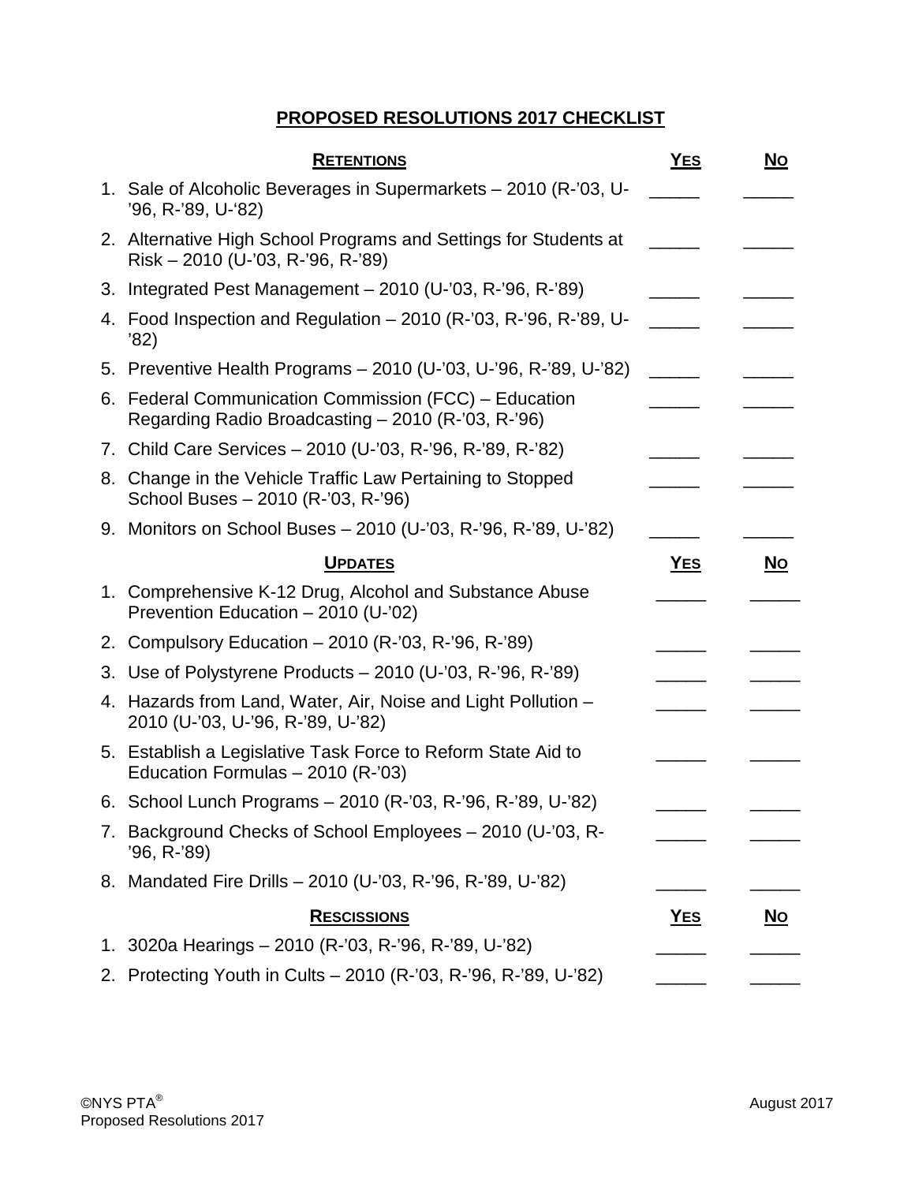# PROPOSED RESOLUTIONS 2017 CHECKLIST

| Retentions | Yes | No |
|---|---|---|
| 1. Sale of Alcoholic Beverages in Supermarkets – 2010 (R-’03, U-’96, R-’89, U-‘82) | _____ | _____ |
| 2. Alternative High School Programs and Settings for Students at Risk – 2010 (U-’03, R-’96, R-’89) | _____ | _____ |
| 3. Integrated Pest Management – 2010 (U-’03, R-’96, R-’89) | _____ | _____ |
| 4. Food Inspection and Regulation – 2010 (R-’03, R-’96, R-’89, U-’82) | _____ | _____ |
| 5. Preventive Health Programs – 2010 (U-’03, U-’96, R-’89, U-’82) | _____ | _____ |
| 6. Federal Communication Commission (FCC) – Education Regarding Radio Broadcasting – 2010 (R-’03, R-’96) | _____ | _____ |
| 7. Child Care Services – 2010 (U-’03, R-’96, R-’89, R-’82) | _____ | _____ |
| 8. Change in the Vehicle Traffic Law Pertaining to Stopped School Buses – 2010 (R-’03, R-’96) | _____ | _____ |
| 9. Monitors on School Buses – 2010 (U-’03, R-’96, R-’89, U-’82) | _____ | _____ |

| Updates | Yes | No |
|---|---|---|
| 1. Comprehensive K-12 Drug, Alcohol and Substance Abuse Prevention Education – 2010 (U-’02) | _____ | _____ |
| 2. Compulsory Education – 2010 (R-’03, R-’96, R-’89) | _____ | _____ |
| 3. Use of Polystyrene Products – 2010 (U-’03, R-’96, R-’89) | _____ | _____ |
| 4. Hazards from Land, Water, Air, Noise and Light Pollution – 2010 (U-’03, U-’96, R-’89, U-’82) | _____ | _____ |
| 5. Establish a Legislative Task Force to Reform State Aid to Education Formulas – 2010 (R-’03) | _____ | _____ |
| 6. School Lunch Programs – 2010 (R-’03, R-’96, R-’89, U-’82) | _____ | _____ |
| 7. Background Checks of School Employees – 2010 (U-’03, R-’96, R-’89) | _____ | _____ |
| 8. Mandated Fire Drills – 2010 (U-’03, R-’96, R-’89, U-’82) | _____ | _____ |

| Rescissions | Yes | No |
|---|---|---|
| 1. 3020a Hearings – 2010 (R-’03, R-’96, R-’89, U-’82) | _____ | _____ |
| 2. Protecting Youth in Cults – 2010 (R-’03, R-’96, R-’89, U-’82) | _____ | _____ |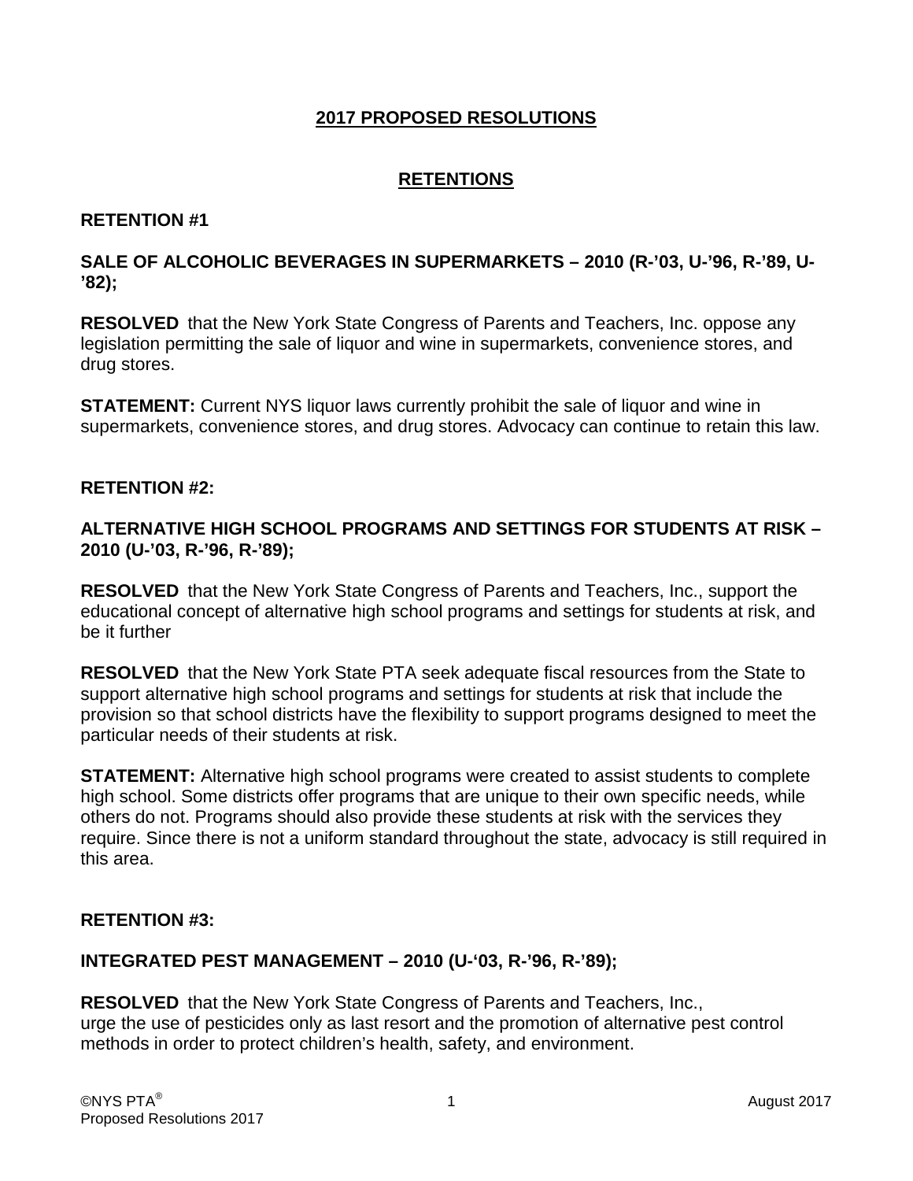## 2017 PROPOSED RESOLUTIONS

## RETENTIONS

### RETENTION #1

### SALE OF ALCOHOLIC BEVERAGES IN SUPERMARKETS – 2010 (R-'03, U-'96, R-'89, U-'82);

**RESOLVED** that the New York State Congress of Parents and Teachers, Inc. oppose any legislation permitting the sale of liquor and wine in supermarkets, convenience stores, and drug stores.

**STATEMENT:** Current NYS liquor laws currently prohibit the sale of liquor and wine in supermarkets, convenience stores, and drug stores. Advocacy can continue to retain this law.

### RETENTION #2:

### ALTERNATIVE HIGH SCHOOL PROGRAMS AND SETTINGS FOR STUDENTS AT RISK – 2010 (U-'03, R-'96, R-'89);

**RESOLVED** that the New York State Congress of Parents and Teachers, Inc., support the educational concept of alternative high school programs and settings for students at risk, and be it further

**RESOLVED** that the New York State PTA seek adequate fiscal resources from the State to support alternative high school programs and settings for students at risk that include the provision so that school districts have the flexibility to support programs designed to meet the particular needs of their students at risk.

**STATEMENT:** Alternative high school programs were created to assist students to complete high school. Some districts offer programs that are unique to their own specific needs, while others do not. Programs should also provide these students at risk with the services they require. Since there is not a uniform standard throughout the state, advocacy is still required in this area.

### RETENTION #3:

### INTEGRATED PEST MANAGEMENT – 2010 (U-'03, R-'96, R-'89);

**RESOLVED** that the New York State Congress of Parents and Teachers, Inc., urge the use of pesticides only as last resort and the promotion of alternative pest control methods in order to protect children's health, safety, and environment.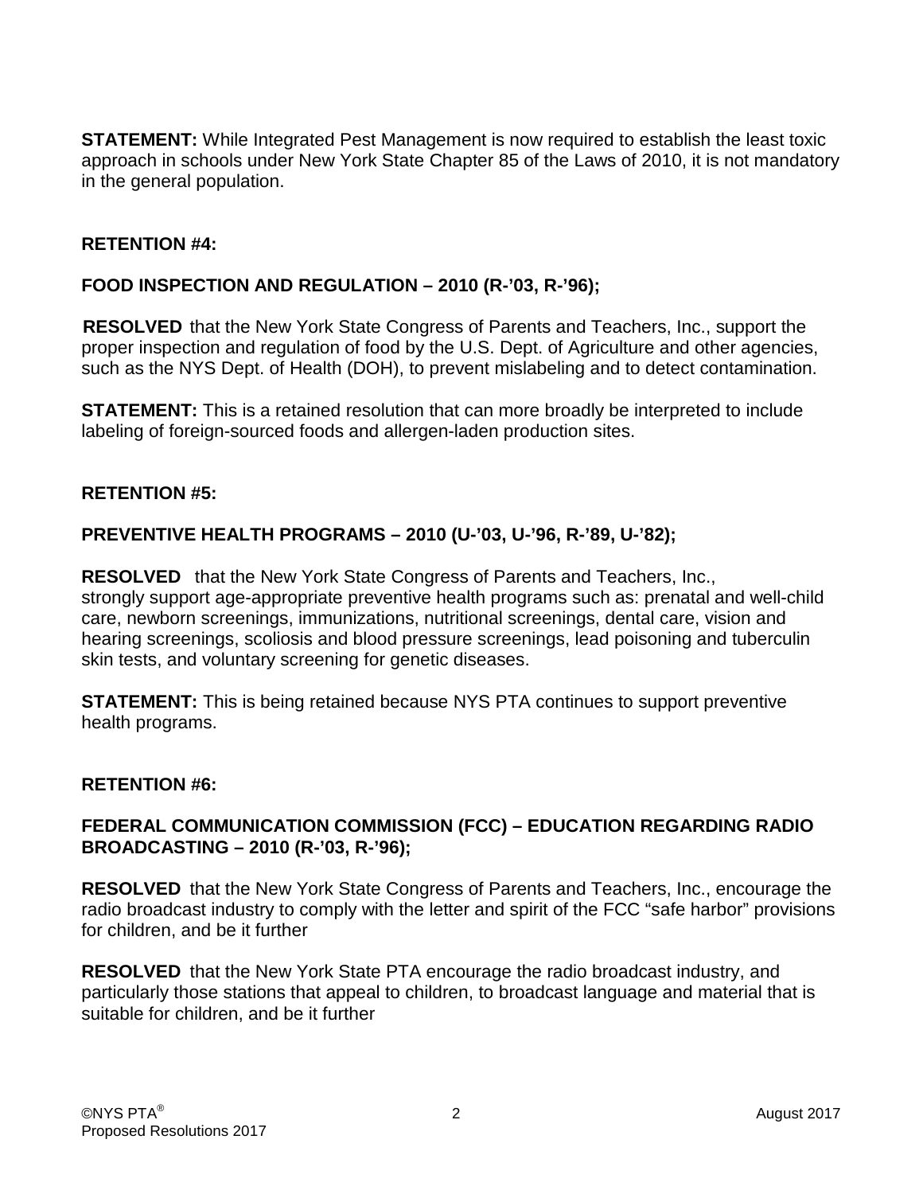**STATEMENT:** While Integrated Pest Management is now required to establish the least toxic approach in schools under New York State Chapter 85 of the Laws of 2010, it is not mandatory in the general population.

**RETENTION #4:**

**FOOD INSPECTION AND REGULATION – 2010 (R-'03, R-'96);**

**RESOLVED** that the New York State Congress of Parents and Teachers, Inc., support the proper inspection and regulation of food by the U.S. Dept. of Agriculture and other agencies, such as the NYS Dept. of Health (DOH), to prevent mislabeling and to detect contamination.

**STATEMENT:** This is a retained resolution that can more broadly be interpreted to include labeling of foreign-sourced foods and allergen-laden production sites.

**RETENTION #5:**

**PREVENTIVE HEALTH PROGRAMS – 2010 (U-'03, U-'96, R-'89, U-'82);**

**RESOLVED** that the New York State Congress of Parents and Teachers, Inc., strongly support age-appropriate preventive health programs such as: prenatal and well-child care, newborn screenings, immunizations, nutritional screenings, dental care, vision and hearing screenings, scoliosis and blood pressure screenings, lead poisoning and tuberculin skin tests, and voluntary screening for genetic diseases.

**STATEMENT:** This is being retained because NYS PTA continues to support preventive health programs.

**RETENTION #6:**

**FEDERAL COMMUNICATION COMMISSION (FCC) – EDUCATION REGARDING RADIO BROADCASTING – 2010 (R-'03, R-'96);**

**RESOLVED** that the New York State Congress of Parents and Teachers, Inc., encourage the radio broadcast industry to comply with the letter and spirit of the FCC "safe harbor" provisions for children, and be it further

**RESOLVED** that the New York State PTA encourage the radio broadcast industry, and particularly those stations that appeal to children, to broadcast language and material that is suitable for children, and be it further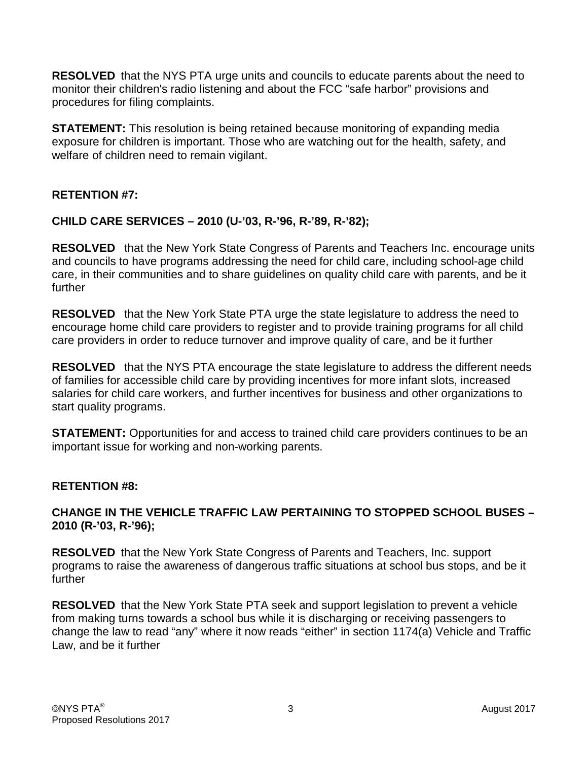**RESOLVED** that the NYS PTA urge units and councils to educate parents about the need to monitor their children's radio listening and about the FCC “safe harbor” provisions and procedures for filing complaints.

**STATEMENT:** This resolution is being retained because monitoring of expanding media exposure for children is important. Those who are watching out for the health, safety, and welfare of children need to remain vigilant.

**RETENTION #7:**

**CHILD CARE SERVICES – 2010 (U-’03, R-’96, R-’89, R-’82);**

**RESOLVED** that the New York State Congress of Parents and Teachers Inc. encourage units and councils to have programs addressing the need for child care, including school-age child care, in their communities and to share guidelines on quality child care with parents, and be it further

**RESOLVED** that the New York State PTA urge the state legislature to address the need to encourage home child care providers to register and to provide training programs for all child care providers in order to reduce turnover and improve quality of care, and be it further

**RESOLVED** that the NYS PTA encourage the state legislature to address the different needs of families for accessible child care by providing incentives for more infant slots, increased salaries for child care workers, and further incentives for business and other organizations to start quality programs.

**STATEMENT:** Opportunities for and access to trained child care providers continues to be an important issue for working and non-working parents.

**RETENTION #8:**

**CHANGE IN THE VEHICLE TRAFFIC LAW PERTAINING TO STOPPED SCHOOL BUSES – 2010 (R-’03, R-’96);**

**RESOLVED** that the New York State Congress of Parents and Teachers, Inc. support programs to raise the awareness of dangerous traffic situations at school bus stops, and be it further

**RESOLVED** that the New York State PTA seek and support legislation to prevent a vehicle from making turns towards a school bus while it is discharging or receiving passengers to change the law to read “any” where it now reads “either” in section 1174(a) Vehicle and Traffic Law, and be it further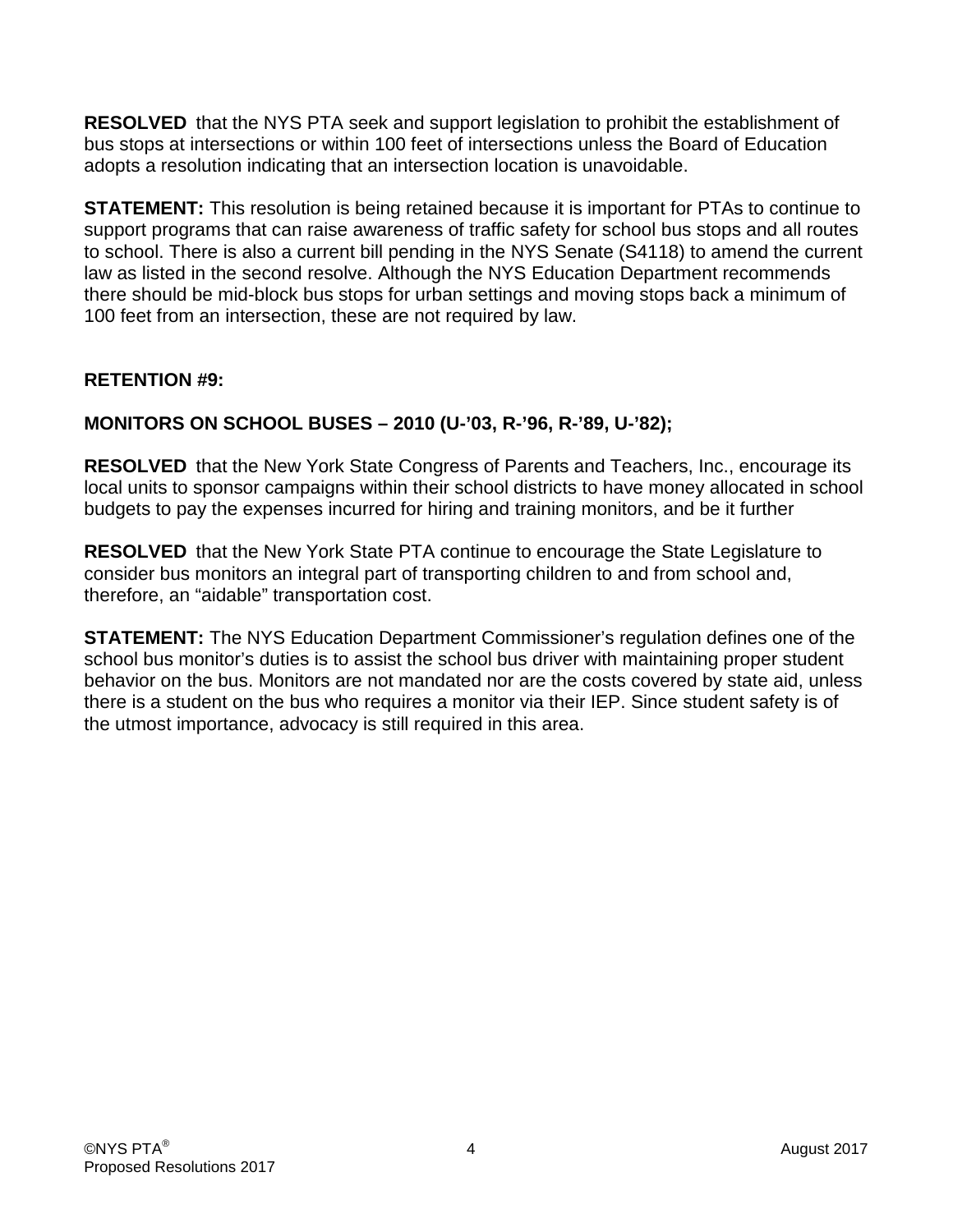**RESOLVED** that the NYS PTA seek and support legislation to prohibit the establishment of bus stops at intersections or within 100 feet of intersections unless the Board of Education adopts a resolution indicating that an intersection location is unavoidable.

**STATEMENT:** This resolution is being retained because it is important for PTAs to continue to support programs that can raise awareness of traffic safety for school bus stops and all routes to school. There is also a current bill pending in the NYS Senate (S4118) to amend the current law as listed in the second resolve. Although the NYS Education Department recommends there should be mid-block bus stops for urban settings and moving stops back a minimum of 100 feet from an intersection, these are not required by law.

**RETENTION #9:**

**MONITORS ON SCHOOL BUSES – 2010 (U-'03, R-'96, R-'89, U-'82);**

**RESOLVED** that the New York State Congress of Parents and Teachers, Inc., encourage its local units to sponsor campaigns within their school districts to have money allocated in school budgets to pay the expenses incurred for hiring and training monitors, and be it further

**RESOLVED** that the New York State PTA continue to encourage the State Legislature to consider bus monitors an integral part of transporting children to and from school and, therefore, an "aidable" transportation cost.

**STATEMENT:** The NYS Education Department Commissioner's regulation defines one of the school bus monitor's duties is to assist the school bus driver with maintaining proper student behavior on the bus. Monitors are not mandated nor are the costs covered by state aid, unless there is a student on the bus who requires a monitor via their IEP. Since student safety is of the utmost importance, advocacy is still required in this area.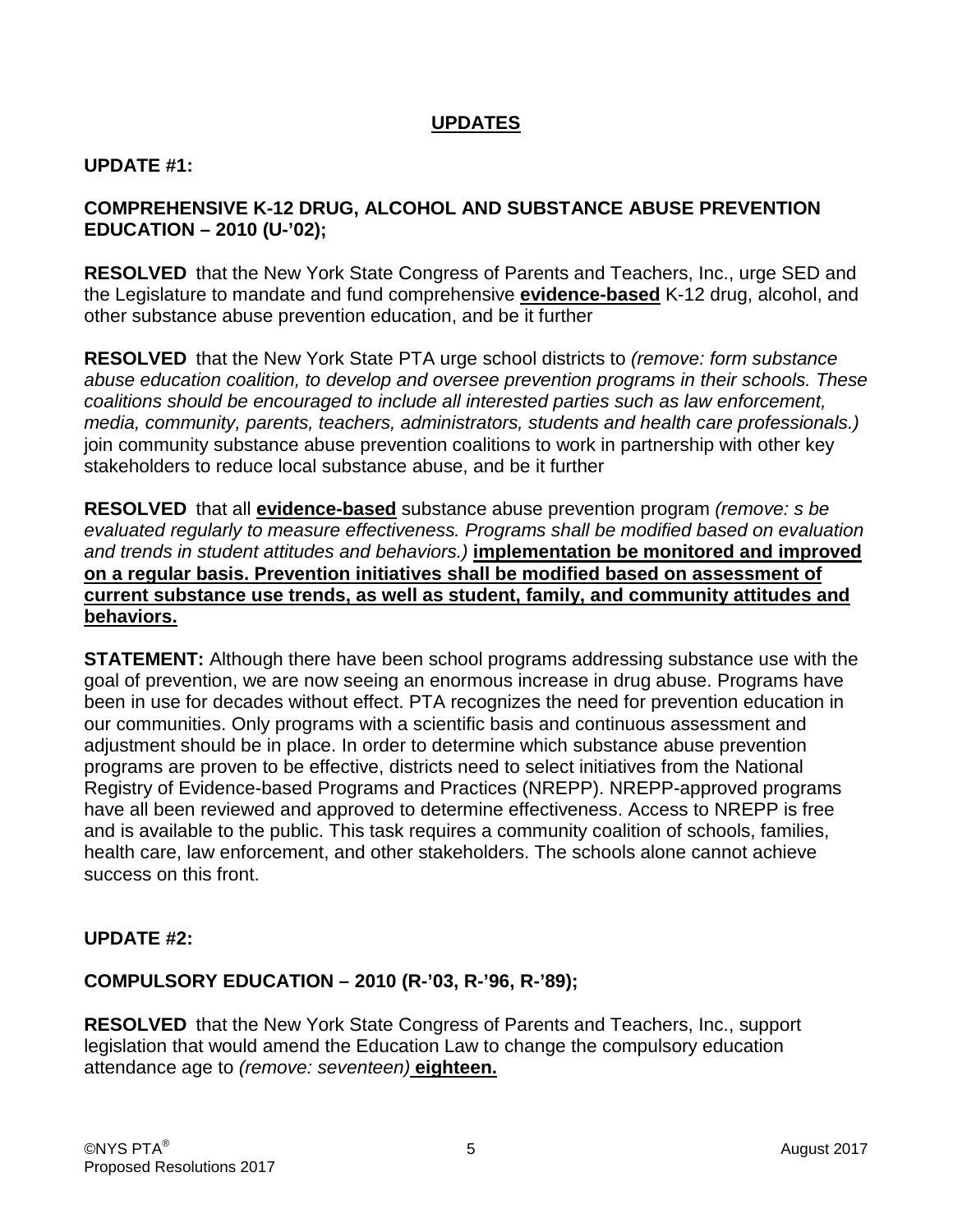## UPDATES

**UPDATE #1:**

**COMPREHENSIVE K-12 DRUG, ALCOHOL AND SUBSTANCE ABUSE PREVENTION EDUCATION – 2010 (U-'02);**

**RESOLVED** that the New York State Congress of Parents and Teachers, Inc., urge SED and the Legislature to mandate and fund comprehensive **evidence-based** K-12 drug, alcohol, and other substance abuse prevention education, and be it further

**RESOLVED** that the New York State PTA urge school districts to *(remove: form substance abuse education coalition, to develop and oversee prevention programs in their schools. These coalitions should be encouraged to include all interested parties such as law enforcement, media, community, parents, teachers, administrators, students and health care professionals.)* join community substance abuse prevention coalitions to work in partnership with other key stakeholders to reduce local substance abuse, and be it further

**RESOLVED** that all **evidence-based** substance abuse prevention program *(remove: s be evaluated regularly to measure effectiveness. Programs shall be modified based on evaluation and trends in student attitudes and behaviors.)* **implementation be monitored and improved on a regular basis. Prevention initiatives shall be modified based on assessment of current substance use trends, as well as student, family, and community attitudes and behaviors.**

**STATEMENT:** Although there have been school programs addressing substance use with the goal of prevention, we are now seeing an enormous increase in drug abuse. Programs have been in use for decades without effect. PTA recognizes the need for prevention education in our communities. Only programs with a scientific basis and continuous assessment and adjustment should be in place. In order to determine which substance abuse prevention programs are proven to be effective, districts need to select initiatives from the National Registry of Evidence-based Programs and Practices (NREPP). NREPP-approved programs have all been reviewed and approved to determine effectiveness. Access to NREPP is free and is available to the public. This task requires a community coalition of schools, families, health care, law enforcement, and other stakeholders. The schools alone cannot achieve success on this front.

**UPDATE #2:**

**COMPULSORY EDUCATION – 2010 (R-'03, R-'96, R-'89);**

**RESOLVED** that the New York State Congress of Parents and Teachers, Inc., support legislation that would amend the Education Law to change the compulsory education attendance age to *(remove: seventeen)* **eighteen.**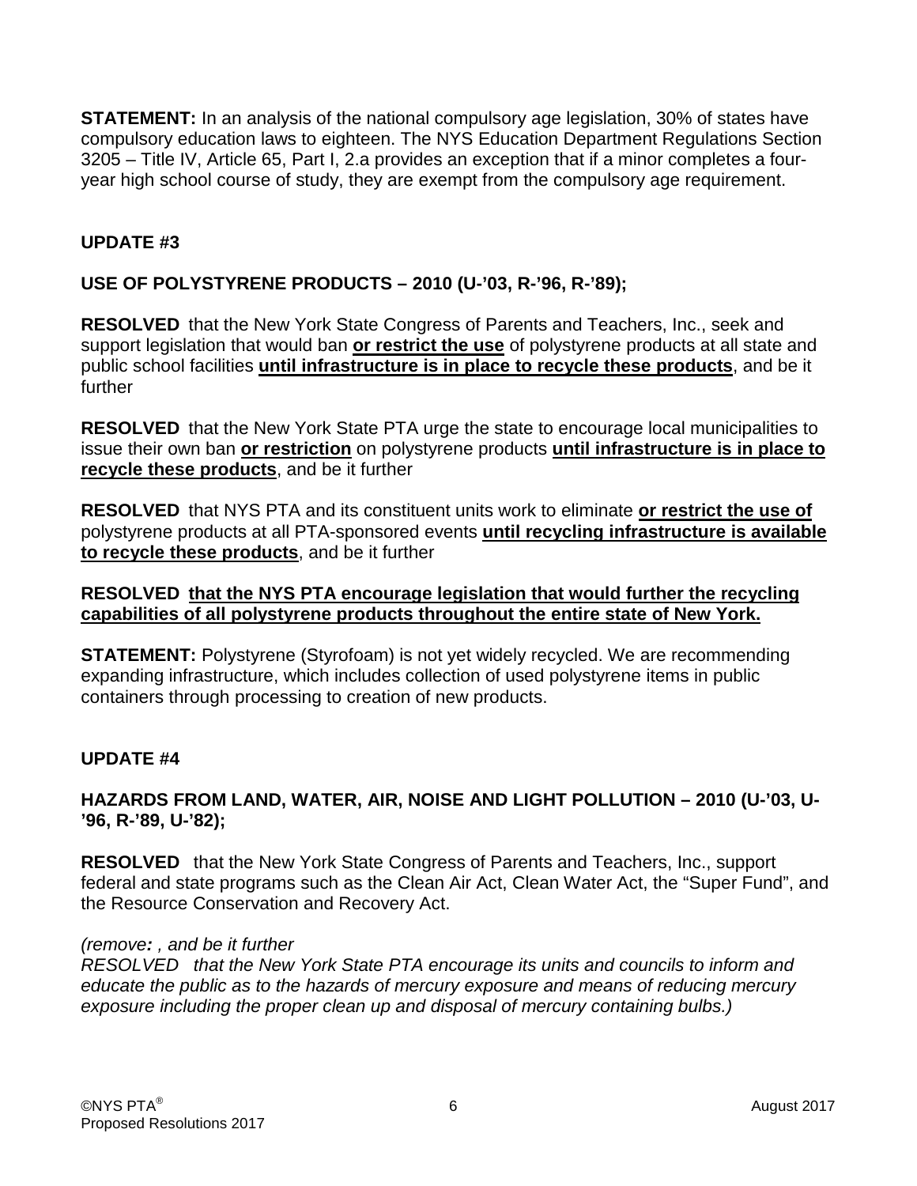**STATEMENT:** In an analysis of the national compulsory age legislation, 30% of states have compulsory education laws to eighteen. The NYS Education Department Regulations Section 3205 – Title IV, Article 65, Part I, 2.a provides an exception that if a minor completes a four-year high school course of study, they are exempt from the compulsory age requirement.

**UPDATE #3**

**USE OF POLYSTYRENE PRODUCTS – 2010 (U-'03, R-'96, R-'89);**

**RESOLVED** that the New York State Congress of Parents and Teachers, Inc., seek and support legislation that would ban <u>**or restrict the use**</u> of polystyrene products at all state and public school facilities <u>**until infrastructure is in place to recycle these products**</u>, and be it further

**RESOLVED** that the New York State PTA urge the state to encourage local municipalities to issue their own ban <u>**or restriction**</u> on polystyrene products <u>**until infrastructure is in place to recycle these products**</u>, and be it further

**RESOLVED** that NYS PTA and its constituent units work to eliminate <u>**or restrict the use of**</u> polystyrene products at all PTA-sponsored events <u>**until recycling infrastructure is available to recycle these products**</u>, and be it further

**RESOLVED** <u>**that the NYS PTA encourage legislation that would further the recycling capabilities of all polystyrene products throughout the entire state of New York.**</u>

**STATEMENT:** Polystyrene (Styrofoam) is not yet widely recycled. We are recommending expanding infrastructure, which includes collection of used polystyrene items in public containers through processing to creation of new products.

**UPDATE #4**

**HAZARDS FROM LAND, WATER, AIR, NOISE AND LIGHT POLLUTION – 2010 (U-'03, U-'96, R-'89, U-'82);**

**RESOLVED** that the New York State Congress of Parents and Teachers, Inc., support federal and state programs such as the Clean Air Act, Clean Water Act, the "Super Fund", and the Resource Conservation and Recovery Act.

*(remove**:** , and be it further*
*RESOLVED that the New York State PTA encourage its units and councils to inform and educate the public as to the hazards of mercury exposure and means of reducing mercury exposure including the proper clean up and disposal of mercury containing bulbs.)*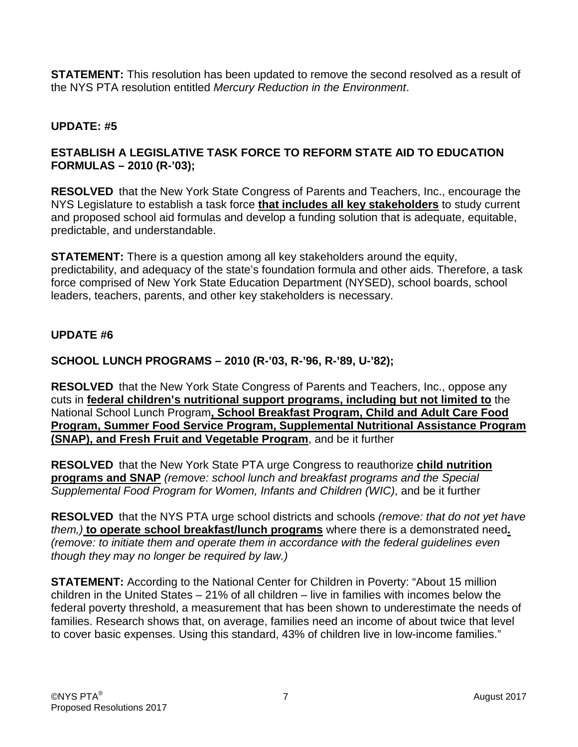**STATEMENT:** This resolution has been updated to remove the second resolved as a result of the NYS PTA resolution entitled *Mercury Reduction in the Environment*.

**UPDATE: #5**

**ESTABLISH A LEGISLATIVE TASK FORCE TO REFORM STATE AID TO EDUCATION FORMULAS – 2010 (R-'03);**

**RESOLVED** that the New York State Congress of Parents and Teachers, Inc., encourage the NYS Legislature to establish a task force **that includes all key stakeholders** to study current and proposed school aid formulas and develop a funding solution that is adequate, equitable, predictable, and understandable.

**STATEMENT:** There is a question among all key stakeholders around the equity, predictability, and adequacy of the state's foundation formula and other aids. Therefore, a task force comprised of New York State Education Department (NYSED), school boards, school leaders, teachers, parents, and other key stakeholders is necessary.

**UPDATE #6**

**SCHOOL LUNCH PROGRAMS – 2010 (R-'03, R-'96, R-'89, U-'82);**

**RESOLVED** that the New York State Congress of Parents and Teachers, Inc., oppose any cuts in **federal children's nutritional support programs, including but not limited to** the National School Lunch Program**, School Breakfast Program, Child and Adult Care Food Program, Summer Food Service Program, Supplemental Nutritional Assistance Program (SNAP), and Fresh Fruit and Vegetable Program**, and be it further

**RESOLVED** that the New York State PTA urge Congress to reauthorize **child nutrition programs and SNAP** *(remove: school lunch and breakfast programs and the Special Supplemental Food Program for Women, Infants and Children (WIC)*, and be it further

**RESOLVED** that the NYS PTA urge school districts and schools *(remove: that do not yet have them,)* **to operate school breakfast/lunch programs** where there is a demonstrated need**.** *(remove: to initiate them and operate them in accordance with the federal guidelines even though they may no longer be required by law.)*

**STATEMENT:** According to the National Center for Children in Poverty: "About 15 million children in the United States – 21% of all children – live in families with incomes below the federal poverty threshold, a measurement that has been shown to underestimate the needs of families. Research shows that, on average, families need an income of about twice that level to cover basic expenses. Using this standard, 43% of children live in low-income families."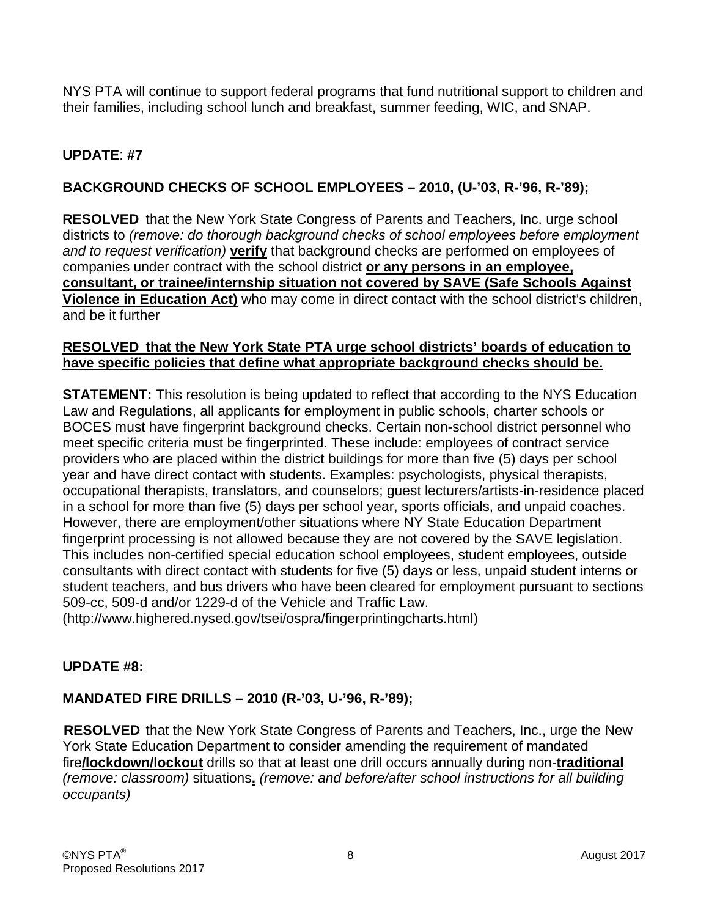NYS PTA will continue to support federal programs that fund nutritional support to children and their families, including school lunch and breakfast, summer feeding, WIC, and SNAP.

**UPDATE**: **#7**

**BACKGROUND CHECKS OF SCHOOL EMPLOYEES – 2010, (U-'03, R-'96, R-'89);**

**RESOLVED** that the New York State Congress of Parents and Teachers, Inc. urge school districts to *(remove: do thorough background checks of school employees before employment and to request verification)* **verify** that background checks are performed on employees of companies under contract with the school district **or any persons in an employee, consultant, or trainee/internship situation not covered by SAVE (Safe Schools Against Violence in Education Act)** who may come in direct contact with the school district's children, and be it further

**RESOLVED that the New York State PTA urge school districts' boards of education to have specific policies that define what appropriate background checks should be.**

**STATEMENT:** This resolution is being updated to reflect that according to the NYS Education Law and Regulations, all applicants for employment in public schools, charter schools or BOCES must have fingerprint background checks. Certain non-school district personnel who meet specific criteria must be fingerprinted. These include: employees of contract service providers who are placed within the district buildings for more than five (5) days per school year and have direct contact with students. Examples: psychologists, physical therapists, occupational therapists, translators, and counselors; guest lecturers/artists-in-residence placed in a school for more than five (5) days per school year, sports officials, and unpaid coaches. However, there are employment/other situations where NY State Education Department fingerprint processing is not allowed because they are not covered by the SAVE legislation. This includes non-certified special education school employees, student employees, outside consultants with direct contact with students for five (5) days or less, unpaid student interns or student teachers, and bus drivers who have been cleared for employment pursuant to sections 509-cc, 509-d and/or 1229-d of the Vehicle and Traffic Law.
(http://www.highered.nysed.gov/tsei/ospra/fingerprintingcharts.html)

**UPDATE #8:**

**MANDATED FIRE DRILLS – 2010 (R-'03, U-'96, R-'89);**

**RESOLVED** that the New York State Congress of Parents and Teachers, Inc., urge the New York State Education Department to consider amending the requirement of mandated fire**/lockdown/lockout** drills so that at least one drill occurs annually during non-**traditional** *(remove: classroom)* situations**.** *(remove: and before/after school instructions for all building occupants)*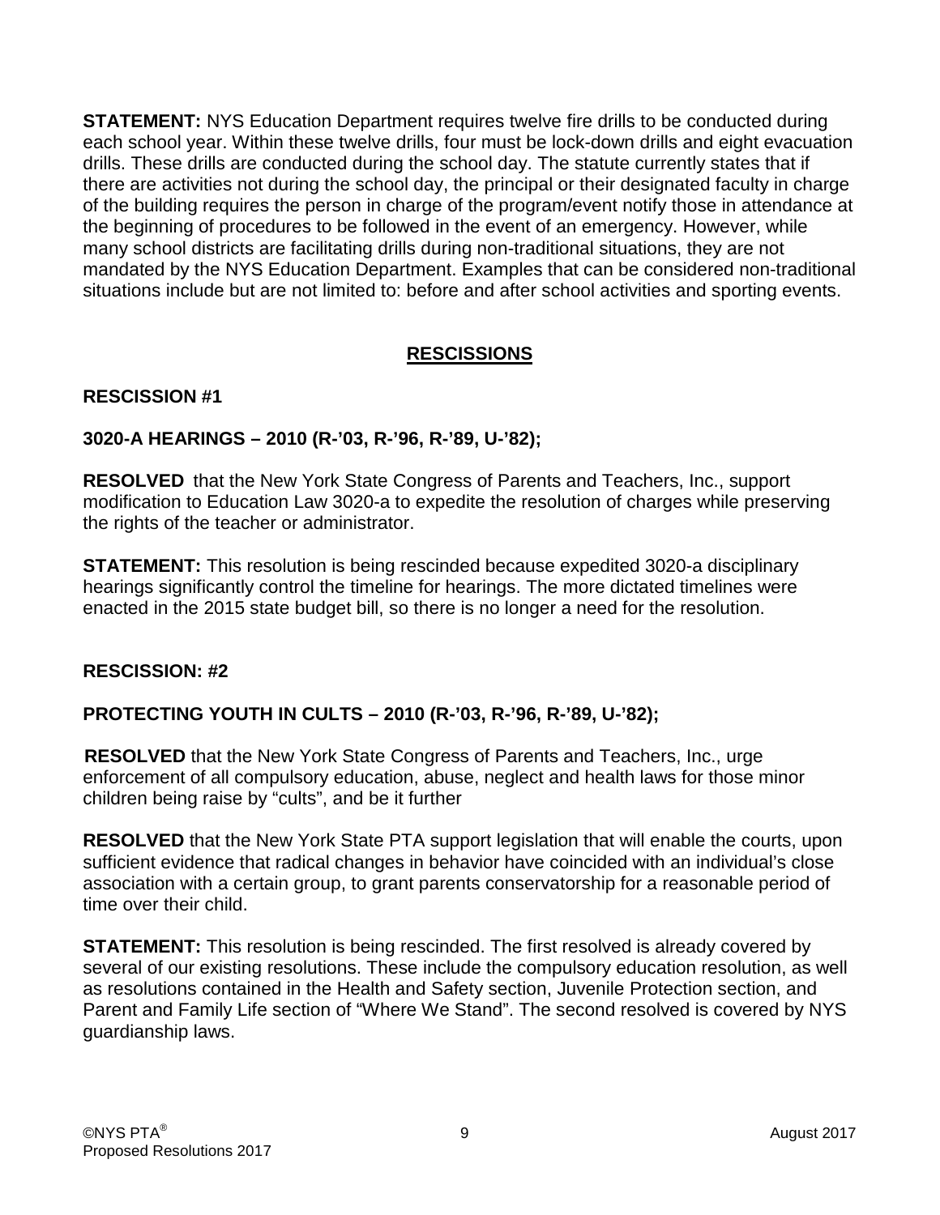**STATEMENT:** NYS Education Department requires twelve fire drills to be conducted during each school year. Within these twelve drills, four must be lock-down drills and eight evacuation drills. These drills are conducted during the school day. The statute currently states that if there are activities not during the school day, the principal or their designated faculty in charge of the building requires the person in charge of the program/event notify those in attendance at the beginning of procedures to be followed in the event of an emergency. However, while many school districts are facilitating drills during non-traditional situations, they are not mandated by the NYS Education Department. Examples that can be considered non-traditional situations include but are not limited to: before and after school activities and sporting events.

## RESCISSIONS

### RESCISSION #1

### 3020-A HEARINGS – 2010 (R-'03, R-'96, R-'89, U-'82);

**RESOLVED** that the New York State Congress of Parents and Teachers, Inc., support modification to Education Law 3020-a to expedite the resolution of charges while preserving the rights of the teacher or administrator.

**STATEMENT:** This resolution is being rescinded because expedited 3020-a disciplinary hearings significantly control the timeline for hearings. The more dictated timelines were enacted in the 2015 state budget bill, so there is no longer a need for the resolution.

### RESCISSION: #2

### PROTECTING YOUTH IN CULTS – 2010 (R-'03, R-'96, R-'89, U-'82);

**RESOLVED** that the New York State Congress of Parents and Teachers, Inc., urge enforcement of all compulsory education, abuse, neglect and health laws for those minor children being raise by "cults", and be it further

**RESOLVED** that the New York State PTA support legislation that will enable the courts, upon sufficient evidence that radical changes in behavior have coincided with an individual's close association with a certain group, to grant parents conservatorship for a reasonable period of time over their child.

**STATEMENT:** This resolution is being rescinded. The first resolved is already covered by several of our existing resolutions. These include the compulsory education resolution, as well as resolutions contained in the Health and Safety section, Juvenile Protection section, and Parent and Family Life section of "Where We Stand". The second resolved is covered by NYS guardianship laws.